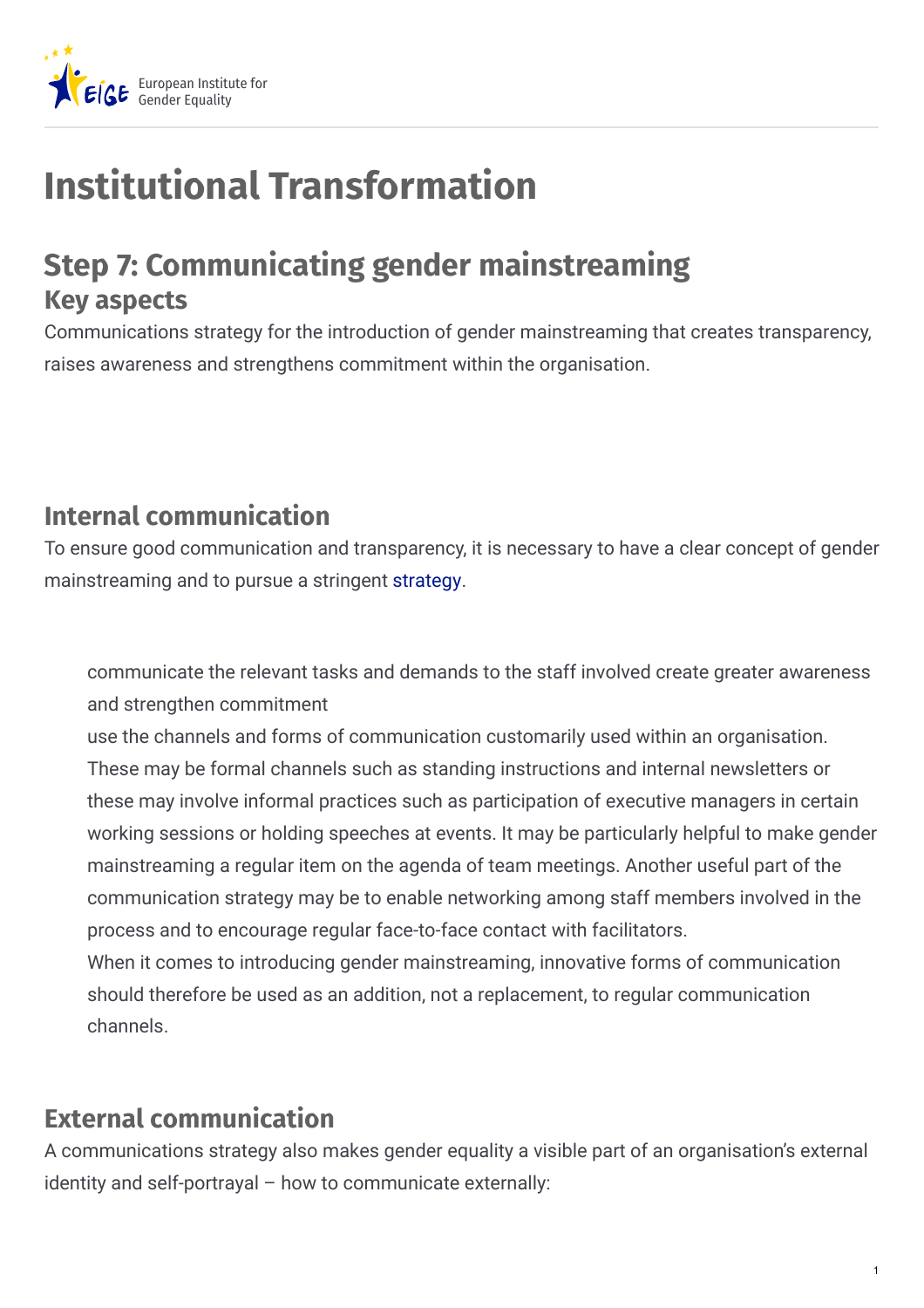# Institutional Transformation

## Step 7: Communicating gender mainstreaming

### Key aspects

Communications strategy for the introduction of gender mainstreaming that creates transparency, raises awareness and strengthens commitment within the organisation.

### Internal communication

To ensure good communication and transparency, it is necessary to have a clear concept of gender mainstreaming and to pursue a stringent strategy.

communicate the relevant tasks and demands to the staff involved create greater awareness and strengthen commitment

use the channels and forms of communication customarily used within an organisation. These may be formal channels such as standing instructions and internal newsletters or these may involve informal practices such as participation of executive managers in certain working sessions or holding speeches at events. It may be particularly helpful to make gender mainstreaming a regular item on the agenda of team meetings. Another useful part of the communication strategy may be to enable networking among staff members involved in the process and to encourage regular face-to-face contact with facilitators.

When it comes to introducing gender mainstreaming, innovative forms of communication should therefore be used as an addition, not a replacement, to regular communication channels.

### External communication

A communications strategy also makes gender equality a visible part of an organisation's external identity and self-portrayal – how to communicate externally: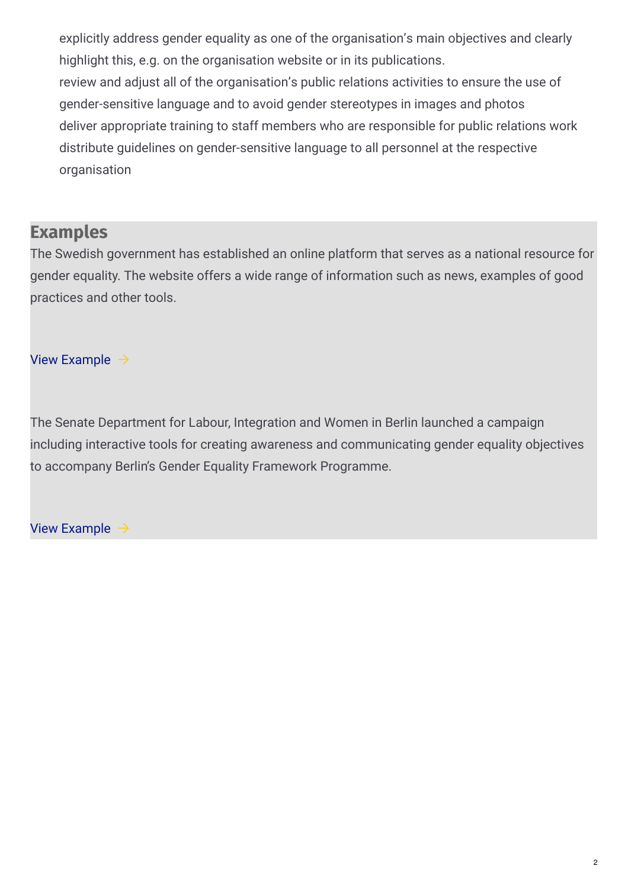- explicitly address gender equality as one of the organisation's main objectives and clearly highlight this, e.g. on the organisation website or in its publications.
- review and adjust all of the organisation's public relations activities to ensure the use of gender-sensitive language and to avoid gender stereotypes in images and photos
- deliver appropriate training to staff members who are responsible for public relations work
- distribute guidelines on gender-sensitive language to all personnel at the respective organisation

## Examples

The Swedish government has established an online platform that serves as a national resource for gender equality. The website offers a wide range of information such as news, examples of good practices and other tools.

View Example →

The Senate Department for Labour, Integration and Women in Berlin launched a campaign including interactive tools for creating awareness and communicating gender equality objectives to accompany Berlin's Gender Equality Framework Programme.

View Example →